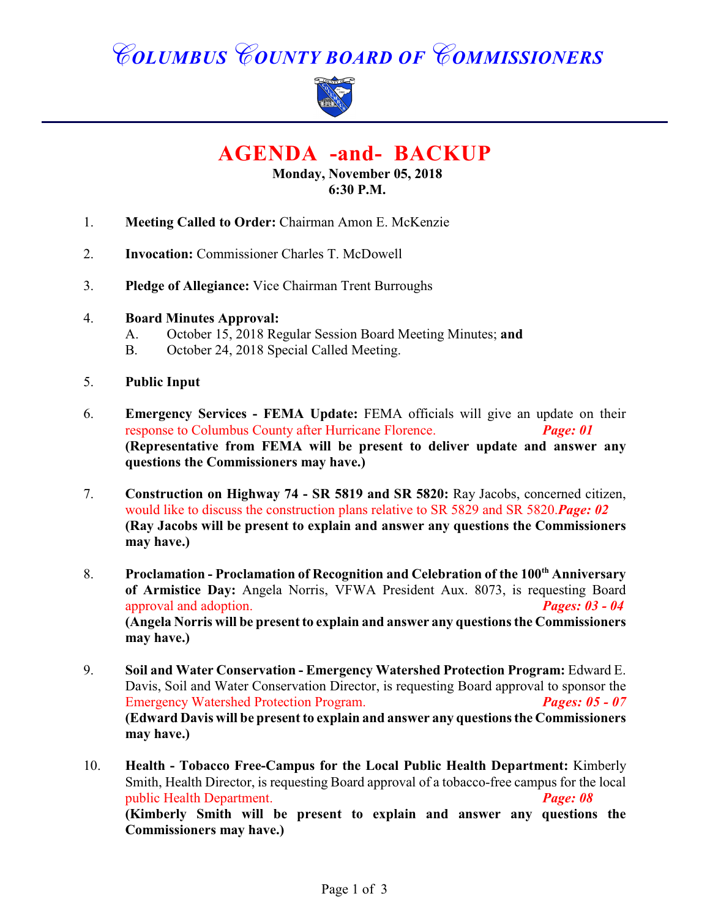# COLUMBUS COUNTY BOARD OF COMMISSIONERS

## AGENDA -and- BACKUP

**Monday, November 05, 2018**
**6:30 P.M.**

1. **Meeting Called to Order:** Chairman Amon E. McKenzie

2. **Invocation:** Commissioner Charles T. McDowell

3. **Pledge of Allegiance:** Vice Chairman Trent Burroughs

4. **Board Minutes Approval:**
   - A. October 15, 2018 Regular Session Board Meeting Minutes; **and**
   - B. October 24, 2018 Special Called Meeting.

5. **Public Input**

6. **Emergency Services - FEMA Update:** FEMA officials will give an update on their response to Columbus County after Hurricane Florence. ***Page: 01***
   **(Representative from FEMA will be present to deliver update and answer any questions the Commissioners may have.)**

7. **Construction on Highway 74 - SR 5819 and SR 5820:** Ray Jacobs, concerned citizen, would like to discuss the construction plans relative to SR 5829 and SR 5820. ***Page: 02***
   **(Ray Jacobs will be present to explain and answer any questions the Commissioners may have.)**

8. **Proclamation - Proclamation of Recognition and Celebration of the 100th Anniversary of Armistice Day:** Angela Norris, VFWA President Aux. 8073, is requesting Board approval and adoption. ***Pages: 03 - 04***
   **(Angela Norris will be present to explain and answer any questions the Commissioners may have.)**

9. **Soil and Water Conservation - Emergency Watershed Protection Program:** Edward E. Davis, Soil and Water Conservation Director, is requesting Board approval to sponsor the Emergency Watershed Protection Program. ***Pages: 05 - 07***
   **(Edward Davis will be present to explain and answer any questions the Commissioners may have.)**

10. **Health - Tobacco Free-Campus for the Local Public Health Department:** Kimberly Smith, Health Director, is requesting Board approval of a tobacco-free campus for the local public Health Department. ***Page: 08***
    **(Kimberly Smith will be present to explain and answer any questions the Commissioners may have.)**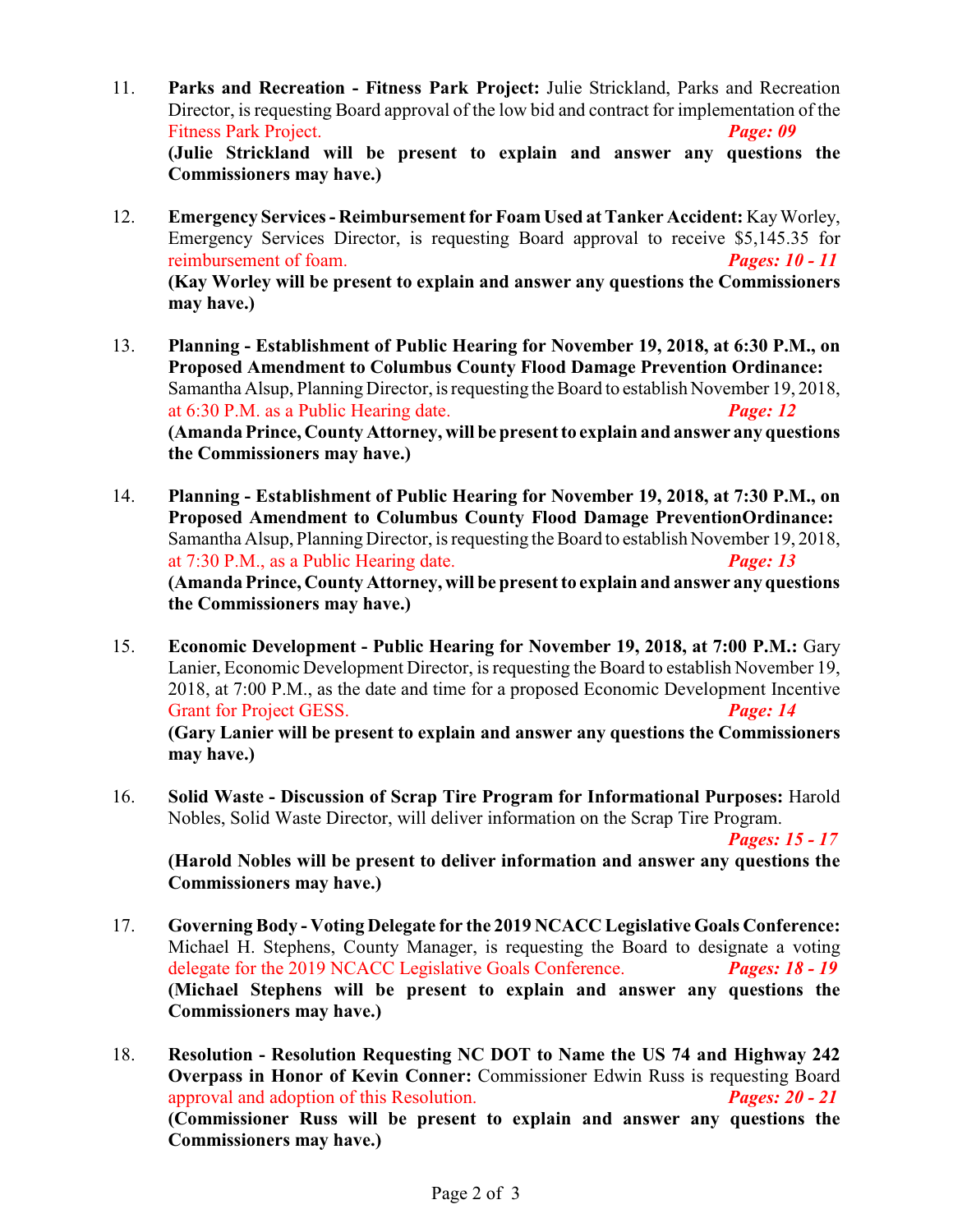11. **Parks and Recreation - Fitness Park Project:** Julie Strickland, Parks and Recreation Director, is requesting Board approval of the low bid and contract for implementation of the Fitness Park Project. ***Page: 09***
    **(Julie Strickland will be present to explain and answer any questions the Commissioners may have.)**

12. **Emergency Services - Reimbursement for Foam Used at Tanker Accident:** Kay Worley, Emergency Services Director, is requesting Board approval to receive $5,145.35 for reimbursement of foam. ***Pages: 10 - 11***
    **(Kay Worley will be present to explain and answer any questions the Commissioners may have.)**

13. **Planning - Establishment of Public Hearing for November 19, 2018, at 6:30 P.M., on Proposed Amendment to Columbus County Flood Damage Prevention Ordinance:** Samantha Alsup, Planning Director, is requesting the Board to establish November 19, 2018, at 6:30 P.M. as a Public Hearing date. ***Page: 12***
    **(Amanda Prince, County Attorney, will be present to explain and answer any questions the Commissioners may have.)**

14. **Planning - Establishment of Public Hearing for November 19, 2018, at 7:30 P.M., on Proposed Amendment to Columbus County Flood Damage PreventionOrdinance:** Samantha Alsup, Planning Director, is requesting the Board to establish November 19, 2018, at 7:30 P.M., as a Public Hearing date. ***Page: 13***
    **(Amanda Prince, County Attorney, will be present to explain and answer any questions the Commissioners may have.)**

15. **Economic Development - Public Hearing for November 19, 2018, at 7:00 P.M.:** Gary Lanier, Economic Development Director, is requesting the Board to establish November 19, 2018, at 7:00 P.M., as the date and time for a proposed Economic Development Incentive Grant for Project GESS. ***Page: 14***
    **(Gary Lanier will be present to explain and answer any questions the Commissioners may have.)**

16. **Solid Waste - Discussion of Scrap Tire Program for Informational Purposes:** Harold Nobles, Solid Waste Director, will deliver information on the Scrap Tire Program. ***Pages: 15 - 17***
    **(Harold Nobles will be present to deliver information and answer any questions the Commissioners may have.)**

17. **Governing Body - Voting Delegate for the 2019 NCACC Legislative Goals Conference:** Michael H. Stephens, County Manager, is requesting the Board to designate a voting delegate for the 2019 NCACC Legislative Goals Conference. ***Pages: 18 - 19***
    **(Michael Stephens will be present to explain and answer any questions the Commissioners may have.)**

18. **Resolution - Resolution Requesting NC DOT to Name the US 74 and Highway 242 Overpass in Honor of Kevin Conner:** Commissioner Edwin Russ is requesting Board approval and adoption of this Resolution. ***Pages: 20 - 21***
    **(Commissioner Russ will be present to explain and answer any questions the Commissioners may have.)**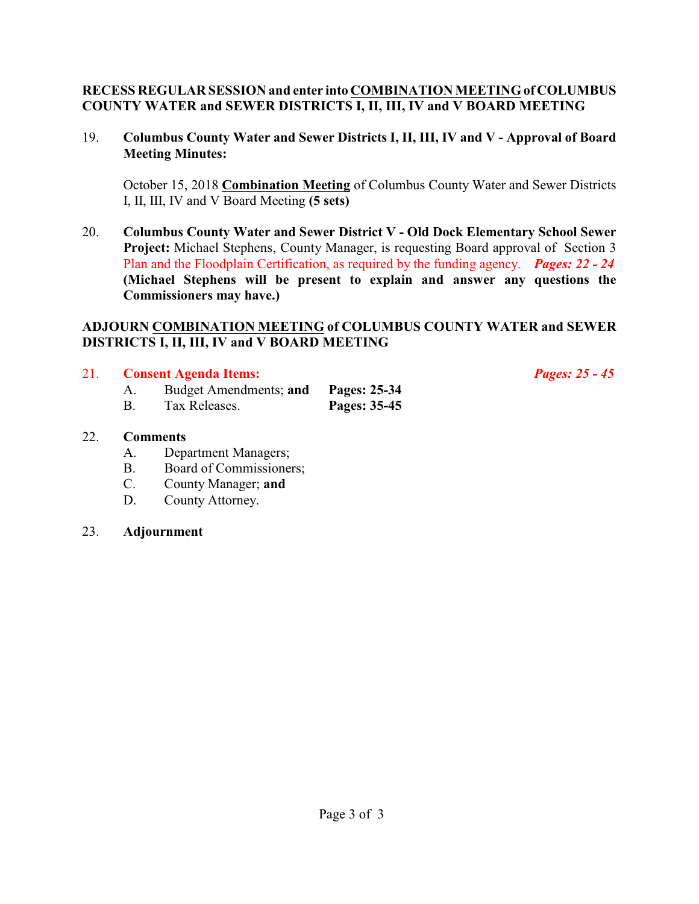**RECESS REGULAR SESSION and enter into COMBINATION MEETING of COLUMBUS COUNTY WATER and SEWER DISTRICTS I, II, III, IV and V BOARD MEETING**

19. **Columbus County Water and Sewer Districts I, II, III, IV and V - Approval of Board Meeting Minutes:**

    October 15, 2018 **Combination Meeting** of Columbus County Water and Sewer Districts I, II, III, IV and V Board Meeting **(5 sets)**

20. **Columbus County Water and Sewer District V - Old Dock Elementary School Sewer Project:** Michael Stephens, County Manager, is requesting Board approval of Section 3 Plan and the Floodplain Certification, as required by the funding agency. ***Pages: 22 - 24*** **(Michael Stephens will be present to explain and answer any questions the Commissioners may have.)**

**ADJOURN COMBINATION MEETING of COLUMBUS COUNTY WATER and SEWER DISTRICTS I, II, III, IV and V BOARD MEETING**

21. **Consent Agenda Items:** ***Pages: 25 - 45***
    - A. Budget Amendments; **and** **Pages: 25-34**
    - B. Tax Releases. **Pages: 35-45**

22. **Comments**
    - A. Department Managers;
    - B. Board of Commissioners;
    - C. County Manager; **and**
    - D. County Attorney.

23. **Adjournment**